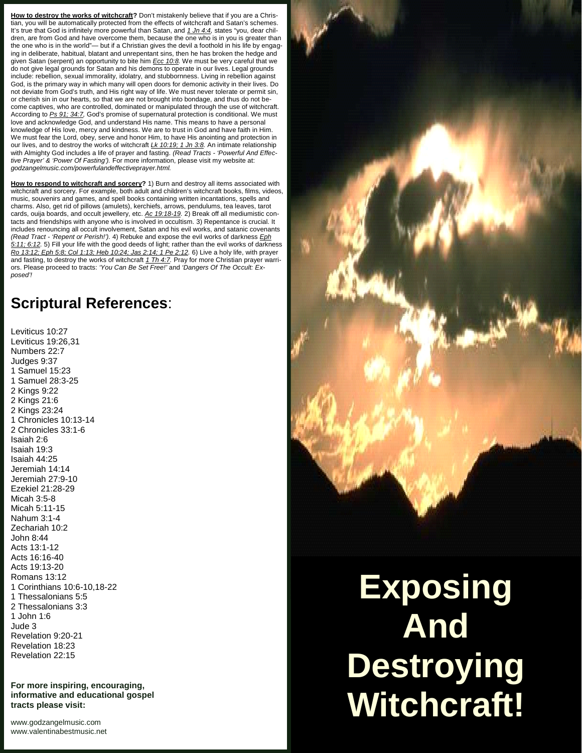**How to destroy the works of witchcraft?** Don't mistakenly believe that if you are a Christian, you will be automatically protected from the effects of witchcraft and Satan's schemes. It's true that God is infinitely more powerful than Satan, and *1 Jn 4:4,* states "you, dear children, are from God and have overcome them, because the one who is in you is greater than the one who is in the world"— but if a Christian gives the devil a foothold in his life by engaging in deliberate, habitual, blatant and unrepentant sins, then he has broken the hedge and given Satan (serpent) an opportunity to bite him *Ecc 10:8.* We must be very careful that we do not give legal grounds for Satan and his demons to operate in our lives. Legal grounds include: rebellion, sexual immorality, idolatry, and stubbornness. Living in rebellion against God, is the primary way in which many will open doors for demonic activity in their lives. Do not deviate from God's truth, and His right way of life. We must never tolerate or permit sin, or cherish sin in our hearts, so that we are not brought into bondage, and thus do not become captives, who are controlled, dominated or manipulated through the use of witchcraft. According to *Ps 91; 34:7,* God's promise of supernatural protection is conditional. We must love and acknowledge God, and understand His name. This means to have a personal knowledge of His love, mercy and kindness. We are to trust in God and have faith in Him. We must fear the Lord, obey, serve and honor Him, to have His anointing and protection in our lives, and to destroy the works of witchcraft *Lk 10:19; 1 Jn 3:8.* An intimate relationship with Almighty God includes a life of prayer and fasting. *(Read Tracts - 'Powerful And Effective Prayer' & 'Power Of Fasting').* For more information, please visit my website at: *godzangelmusic.com/powerfulandeffectiveprayer.html.*

**How to respond to witchcraft and sorcery?** 1) Burn and destroy all items associated with witchcraft and sorcery. For example, both adult and children's witchcraft books, films, videos, music, souvenirs and games, and spell books containing written incantations, spells and charms. Also, get rid of pillows (amulets), kerchiefs, arrows, pendulums, tea leaves, tarot cards, ouija boards, and occult jewellery, etc. *Ac 19:18-19.* 2) Break off all mediumistic contacts and friendships with anyone who is involved in occultism. 3) Repentance is crucial. It includes renouncing all occult involvement, Satan and his evil works, and satanic covenants *(Read Tract - 'Repent or Perish!').* 4) Rebuke and expose the evil works of darkness *Eph 5:11; 6:12.* 5) Fill your life with the good deeds of light; rather than the evil works of darkness *Ro 13:12; Eph 5:8; Col 1:13; Heb 10:24; Jas 2:14; 1 Pe 2:12.* 6) Live a holy life, with prayer and fasting, to destroy the works of witchcraft *1 Th 4:7.* Pray for more Christian prayer warriors. Please proceed to tracts: *'You Can Be Set Free!'* and *'Dangers Of The Occult: Exposed'!*

## Scriptural References:

Leviticus 10:27
Leviticus 19:26,31
Numbers 22:7
Judges 9:37
1 Samuel 15:23
1 Samuel 28:3-25
2 Kings 9:22
2 Kings 21:6
2 Kings 23:24
1 Chronicles 10:13-14
2 Chronicles 33:1-6
Isaiah 2:6
Isaiah 19:3
Isaiah 44:25
Jeremiah 14:14
Jeremiah 27:9-10
Ezekiel 21:28-29
Micah 3:5-8
Micah 5:11-15
Nahum 3:1-4
Zechariah 10:2
John 8:44
Acts 13:1-12
Acts 16:16-40
Acts 19:13-20
Romans 13:12
1 Corinthians 10:6-10,18-22
1 Thessalonians 5:5
2 Thessalonians 3:3
1 John 1:6
Jude 3
Revelation 9:20-21
Revelation 18:23
Revelation 22:15

**For more inspiring, encouraging, informative and educational gospel tracts please visit:**

www.godzangelmusic.com
www.valentinabestmusic.net

# Exposing And Destroying Witchcraft!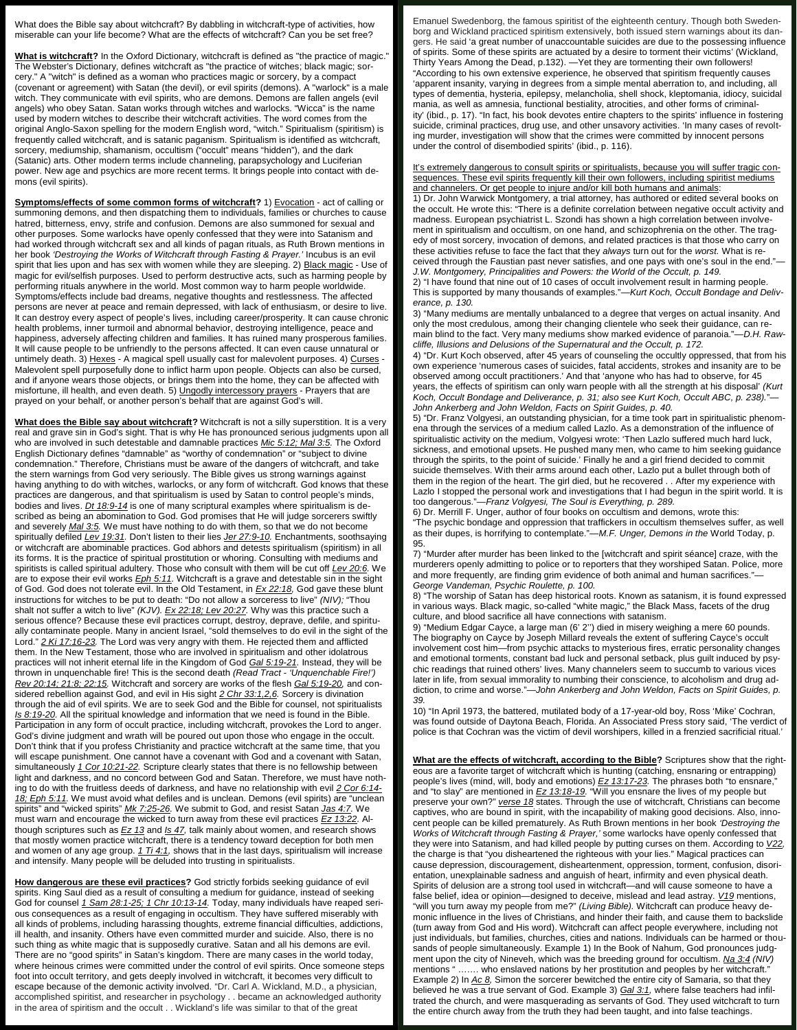What does the Bible say about witchcraft? By dabbling in witchcraft-type of activities, how miserable can your life become? What are the effects of witchcraft? Can you be set free?

**What is witchcraft?** In the Oxford Dictionary, witchcraft is defined as "the practice of magic." The Webster's Dictionary, defines witchcraft as "the practice of witches; black magic; sorcery." A "witch" is defined as a woman who practices magic or sorcery, by a compact (covenant or agreement) with Satan (the devil), or evil spirits (demons). A "warlock" is a male witch. They communicate with evil spirits, who are demons. Demons are fallen angels (evil angels) who obey Satan. Satan works through witches and warlocks. "Wicca" is the name used by modern witches to describe their witchcraft activities. The word comes from the original Anglo-Saxon spelling for the modern English word, "witch." Spiritualism (spiritism) is frequently called witchcraft, and is satanic paganism. Spiritualism is identified as witchcraft, sorcery, mediumship, shamanism, occultism ("occult" means "hidden"), and the dark (Satanic) arts. Other modern terms include channeling, parapsychology and Luciferian power. New age and psychics are more recent terms. It brings people into contact with demons (evil spirits).

**Symptoms/effects of some common forms of witchcraft?** 1) Evocation - act of calling or summoning demons, and then dispatching them to individuals, families or churches to cause hatred, bitterness, envy, strife and confusion. Demons are also summoned for sexual and other purposes. Some warlocks have openly confessed that they were into Satanism and had worked through witchcraft sex and all kinds of pagan rituals, as Ruth Brown mentions in her book *'Destroying the Works of Witchcraft through Fasting & Prayer.'* Incubus is an evil spirit that lies upon and has sex with women while they are sleeping. 2) Black magic - Use of magic for evil/selfish purposes. Used to perform destructive acts, such as harming people by performing rituals anywhere in the world. Most common way to harm people worldwide. Symptoms/effects include bad dreams, negative thoughts and restlessness. The affected persons are never at peace and remain depressed, with lack of enthusiasm, or desire to live. It can destroy every aspect of people's lives, including career/prosperity. It can cause chronic health problems, inner turmoil and abnormal behavior, destroying intelligence, peace and happiness, adversely affecting children and families. It has ruined many prosperous families. It will cause people to be unfriendly to the persons affected. It can even cause unnatural or untimely death. 3) Hexes - A magical spell usually cast for malevolent purposes. 4) Curses - Malevolent spell purposefully done to inflict harm upon people. Objects can also be cursed, and if anyone wears those objects, or brings them into the home, they can be affected with misfortune, ill health, and even death. 5) Ungodly intercessory prayers - Prayers that are prayed on your behalf, or another person's behalf that are against God's will.

**What does the Bible say about witchcraft?** Witchcraft is not a silly superstition. It is a very real and grave sin in God's sight. That is why He has pronounced serious judgments upon all who are involved in such detestable and damnable practices *Mic 5:12; Mal 3:5.* The Oxford English Dictionary defines "damnable" as "worthy of condemnation" or "subject to divine condemnation." Therefore, Christians must be aware of the dangers of witchcraft, and take the stern warnings from God very seriously. The Bible gives us strong warnings against having anything to do with witches, warlocks, or any form of witchcraft. God knows that these practices are dangerous, and that spiritualism is used by Satan to control people's minds, bodies and lives. *Dt 18:9-14* is one of many scriptural examples where spiritualism is described as being an abomination to God. God promises that He will judge sorcerers swiftly and severely *Mal 3:5.* We must have nothing to do with them, so that we do not become spiritually defiled *Lev 19:31*. Don't listen to their lies *Jer 27:9-10.* Enchantments, soothsaying or witchcraft are abominable practices. God abhors and detests spiritualism (spiritism) in all its forms. It is the practice of spiritual prostitution or whoring. Consulting with mediums and spiritists is called spiritual adultery. Those who consult with them will be cut off *Lev 20:6.* We are to expose their evil works *Eph 5:11.* Witchcraft is a grave and detestable sin in the sight of God. God does not tolerate evil. In the Old Testament, in *Ex 22:18,* God gave these blunt instructions for witches to be put to death: "Do not allow a sorceress to live" *(NIV);* "Thou shalt not suffer a witch to live" *(KJV). Ex 22:18; Lev 20:27.* Why was this practice such a serious offence? Because these evil practices corrupt, destroy, deprave, defile, and spiritually contaminate people. Many in ancient Israel, "sold themselves to do evil in the sight of the Lord." *2 Ki 17:16-23.* The Lord was very angry with them. He rejected them and afflicted them. In the New Testament, those who are involved in spiritualism and other idolatrous practices will not inherit eternal life in the Kingdom of God *Gal 5:19-21.* Instead, they will be thrown in unquenchable fire! This is the second death *(Read Tract - 'Unquenchable Fire!') Rev 20:14; 21:8; 22:15.* Witchcraft and sorcery are works of the flesh *Gal 5:19-20,* and considered rebellion against God, and evil in His sight *2 Chr 33:1,2,6.* Sorcery is divination through the aid of evil spirits. We are to seek God and the Bible for counsel, not spiritualists *Is 8:19-20.* All the spiritual knowledge and information that we need is found in the Bible. Participation in any form of occult practice, including witchcraft, provokes the Lord to anger. God's divine judgment and wrath will be poured out upon those who engage in the occult. Don't think that if you profess Christianity and practice witchcraft at the same time, that you will escape punishment. One cannot have a covenant with God and a covenant with Satan, simultaneously *1 Cor 10:21-22.* Scripture clearly states that there is no fellowship between light and darkness, and no concord between God and Satan. Therefore, we must have nothing to do with the fruitless deeds of darkness, and have no relationship with evil *2 Cor 6:14-18; Eph 5:11.* We must avoid what defiles and is unclean. Demons (evil spirits) are "unclean spirits" and "wicked spirits" *Mk 7:25-26.* We submit to God, and resist Satan *Jas 4:7.* We must warn and encourage the wicked to turn away from these evil practices *Ez 13:22.* Although scriptures such as *Ez 13* and *Is 47,* talk mainly about women, and research shows that mostly women practice witchcraft, there is a tendency toward deception for both men and women of any age group. *1 Ti 4:1,* shows that in the last days, spiritualism will increase and intensify. Many people will be deluded into trusting in spiritualists.

**How dangerous are these evil practices?** God strictly forbids seeking guidance of evil spirits. King Saul died as a result of consulting a medium for guidance, instead of seeking God for counsel *1 Sam 28:1-25; 1 Chr 10:13-14.* Today, many individuals have reaped serious consequences as a result of engaging in occultism. They have suffered miserably with all kinds of problems, including harassing thoughts, extreme financial difficulties, addictions, ill health, and insanity. Others have even committed murder and suicide. Also, there is no such thing as white magic that is supposedly curative. Satan and all his demons are evil. There are no "good spirits" in Satan's kingdom. There are many cases in the world today, where heinous crimes were committed under the control of evil spirits. Once someone steps foot into occult territory, and gets deeply involved in witchcraft, it becomes very difficult to escape because of the demonic activity involved. "Dr. Carl A. Wickland, M.D., a physician, accomplished spiritist, and researcher in psychology . . became an acknowledged authority in the area of spiritism and the occult . . Wickland's life was similar to that of the great Emanuel Swedenborg, the famous spiritist of the eighteenth century. Though both Swedenborg and Wickland practiced spiritism extensively, both issued stern warnings about its dangers. He said 'a great number of unaccountable suicides are due to the possessing influence of spirits. Some of these spirits are actuated by a desire to torment their victims' (Wickland, Thirty Years Among the Dead, p.132). —Yet they are tormenting their own followers! "According to his own extensive experience, he observed that spiritism frequently causes 'apparent insanity, varying in degrees from a simple mental aberration to, and including, all types of dementia, hysteria, epilepsy, melancholia, shell shock, kleptomania, idiocy, suicidal mania, as well as amnesia, functional bestiality, atrocities, and other forms of criminality' (ibid., p. 17). "In fact, his book devotes entire chapters to the spirits' influence in fostering suicide, criminal practices, drug use, and other unsavory activities. 'In many cases of revolting murder, investigation will show that the crimes were committed by innocent persons under the control of disembodied spirits' (ibid., p. 116).

<u>It's extremely dangerous to consult spirits or spiritualists, because you will suffer tragic consequences. These evil spirits frequently kill their own followers, including spiritist mediums and channelers. Or get people to injure and/or kill both humans and animals</u>:

1) Dr. John Warwick Montgomery, a trial attorney, has authored or edited several books on the occult. He wrote this: "There is a definite correlation between negative occult activity and madness. European psychiatrist L. Szondi has shown a high correlation between involvement in spiritualism and occultism, on one hand, and schizophrenia on the other. The tragedy of most sorcery, invocation of demons, and related practices is that those who carry on these activities refuse to face the fact that they *always* turn out for the *worst.* What is received through the Faustian past never satisfies, and one pays with one's soul in the end."—*J.W. Montgomery, Principalities and Powers: the World of the Occult, p. 149.*

2) "I have found that nine out of 10 cases of occult involvement result in harming people. This is supported by many thousands of examples."—*Kurt Koch, Occult Bondage and Deliverance, p. 130.*

3) "Many mediums are mentally unbalanced to a degree that verges on actual insanity. And only the most credulous, among their changing clientele who seek their guidance, can remain blind to the fact. Very many mediums show marked evidence of paranoia."—*D.H. Rawcliffe, Illusions and Delusions of the Supernatural and the Occult, p. 172.*

4) "Dr. Kurt Koch observed, after 45 years of counseling the occultly oppressed, that from his own experience 'numerous cases of suicides, fatal accidents, strokes and insanity are to be observed among occult practitioners.' And that 'anyone who has had to observe, for 45 years, the effects of spiritism can only warn people with all the strength at his disposal' *(Kurt Koch, Occult Bondage and Deliverance, p. 31; also see Kurt Koch, Occult ABC, p. 238).*"—*John Ankerberg and John Weldon, Facts on Spirit Guides, p. 40.*

5) "Dr. Franz Volgyesi, an outstanding physician, for a time took part in spiritualistic phenomena through the services of a medium called Lazlo. As a demonstration of the influence of spiritualistic activity on the medium, Volgyesi wrote: 'Then Lazlo suffered much hard luck, sickness, and emotional upsets. He pushed many men, who came to him seeking guidance through the spirits, to the point of suicide.' Finally he and a girl friend decided to commit suicide themselves. With their arms around each other, Lazlo put a bullet through both of them in the region of the heart. The girl died, but he recovered . . After my experience with Lazlo I stopped the personal work and investigations that I had begun in the spirit world. It is too dangerous."—*Franz Volgyesi, The Soul is Everything, p. 289.*

6) Dr. Merrill F. Unger, author of four books on occultism and demons, wrote this: "The psychic bondage and oppression that traffickers in occultism themselves suffer, as well as their dupes, is horrifying to contemplate."—*M.F. Unger, Demons in the* World Today, p. 95.

7) "Murder after murder has been linked to the [witchcraft and spirit séance] craze, with the murderers openly admitting to police or to reporters that they worshiped Satan. Police, more and more frequently, are finding grim evidence of both animal and human sacrifices."—*George Vandeman, Psychic Roulette, p. 100.*

8) "The worship of Satan has deep historical roots. Known as satanism, it is found expressed in various ways. Black magic, so-called "white magic," the Black Mass, facets of the drug culture, and blood sacrifice all have connections with satanism.

9) "Medium Edgar Cayce, a large man (6' 2'') died in misery weighing a mere 60 pounds. The biography on Cayce by Joseph Millard reveals the extent of suffering Cayce's occult involvement cost him—from psychic attacks to mysterious fires, erratic personality changes and emotional torments, constant bad luck and personal setback, plus guilt induced by psychic readings that ruined others' lives. Many channelers seem to succumb to various vices later in life, from sexual immorality to numbing their conscience, to alcoholism and drug addiction, to crime and worse."—*John Ankerberg and John Weldon, Facts on Spirit Guides, p. 39.*

10) "In April 1973, the battered, mutilated body of a 17-year-old boy, Ross 'Mike' Cochran, was found outside of Daytona Beach, Florida. An Associated Press story said, 'The verdict of police is that Cochran was the victim of devil worshipers, killed in a frenzied sacrificial ritual.'

**What are the effects of witchcraft, according to the Bible?** Scriptures show that the righteous are a favorite target of witchcraft which is hunting (catching, ensnaring or entrapping) people's lives (mind, will, body and emotions) *Ez 13:17-23.* The phrases both "to ensnare," and "to slay" are mentioned in *Ez 13:18-19.* "Will you ensnare the lives of my people but preserve your own?" *verse 18* states. Through the use of witchcraft, Christians can become captives, who are bound in spirit, with the incapability of making good decisions. Also, innocent people can be killed prematurely. As Ruth Brown mentions in her book *'Destroying the Works of Witchcraft through Fasting & Prayer,'* some warlocks have openly confessed that they were into Satanism, and had killed people by putting curses on them. According to *V22,* the charge is that "you disheartened the righteous with your lies." Magical practices can cause depression, discouragement, disheartenment, oppression, torment, confusion, disorientation, unexplainable sadness and anguish of heart, infirmity and even physical death. Spirits of delusion are a strong tool used in witchcraft—and will cause someone to have a false belief, idea or opinion—designed to deceive, mislead and lead astray. *V19* mentions, "will you turn away my people from me?" *(Living Bible).* Witchcraft can produce heavy demonic influence in the lives of Christians, and hinder their faith, and cause them to backslide (turn away from God and His word). Witchcraft can affect people everywhere, including not just individuals, but families, churches, cities and nations. Individuals can be harmed or thousands of people simultaneously. Example 1) In the Book of Nahum, God pronounces judgment upon the city of Nineveh, which was the breeding ground for occultism. *Na 3:4 (NIV)* mentions " ……. who enslaved nations by her prostitution and peoples by her witchcraft." Example 2) In *Ac 8,* Simon the sorcerer bewitched the entire city of Samaria, so that they believed he was a true servant of God. Example 3) *Gal 3:1,* where false teachers had infiltrated the church, and were masquerading as servants of God. They used witchcraft to turn the entire church away from the truth they had been taught, and into false teachings.